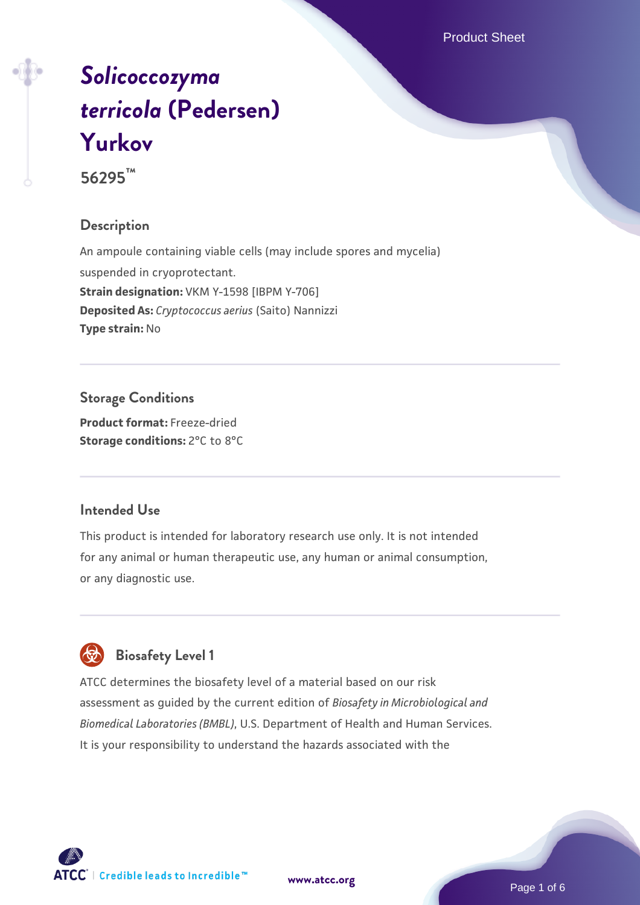# *Solicoccozyma terricola* (Pedersen) Yurkov

**56295™**

## Description

An ampoule containing viable cells (may include spores and mycelia) suspended in cryoprotectant.

**Strain designation:** VKM Y-1598 [IBPM Y-706]

**Deposited As:** *Cryptococcus aerius* (Saito) Nannizzi

**Type strain:** No

## Storage Conditions

**Product format:** Freeze-dried

**Storage conditions:** 2°C to 8°C

## Intended Use

This product is intended for laboratory research use only. It is not intended for any animal or human therapeutic use, any human or animal consumption, or any diagnostic use.

## Biosafety Level 1

ATCC determines the biosafety level of a material based on our risk assessment as guided by the current edition of *Biosafety in Microbiological and Biomedical Laboratories (BMBL)*, U.S. Department of Health and Human Services. It is your responsibility to understand the hazards associated with the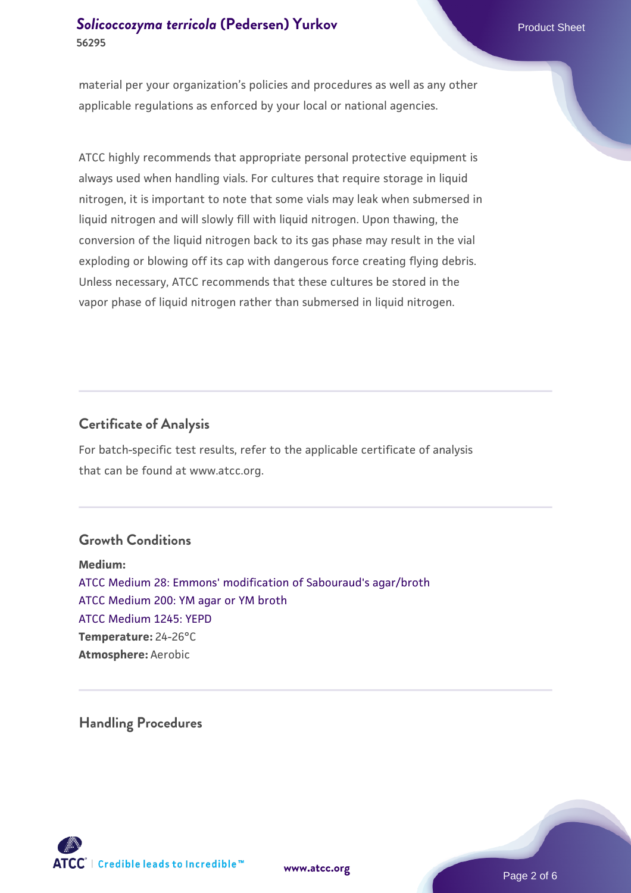material per your organization's policies and procedures as well as any other applicable regulations as enforced by your local or national agencies.

ATCC highly recommends that appropriate personal protective equipment is always used when handling vials. For cultures that require storage in liquid nitrogen, it is important to note that some vials may leak when submersed in liquid nitrogen and will slowly fill with liquid nitrogen. Upon thawing, the conversion of the liquid nitrogen back to its gas phase may result in the vial exploding or blowing off its cap with dangerous force creating flying debris. Unless necessary, ATCC recommends that these cultures be stored in the vapor phase of liquid nitrogen rather than submersed in liquid nitrogen.

## Certificate of Analysis

For batch-specific test results, refer to the applicable certificate of analysis that can be found at www.atcc.org.

## Growth Conditions

**Medium:**
ATCC Medium 28: Emmons' modification of Sabouraud's agar/broth
ATCC Medium 200: YM agar or YM broth
ATCC Medium 1245: YEPD
**Temperature:** 24-26°C
**Atmosphere:** Aerobic

## Handling Procedures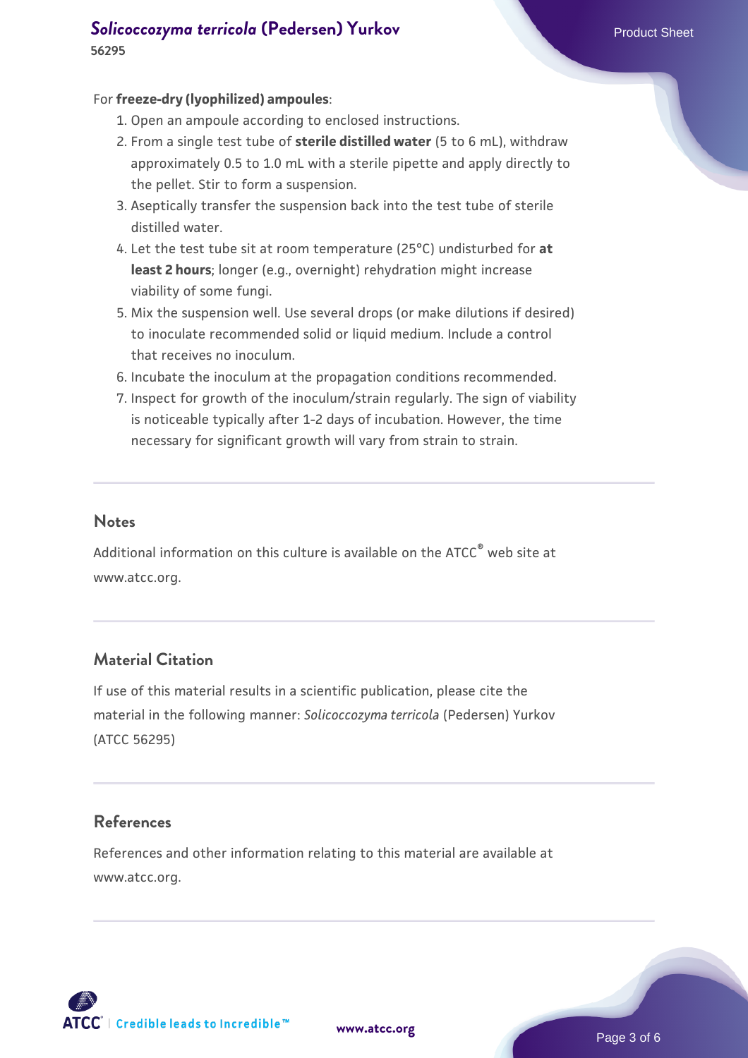For **freeze-dry (lyophilized) ampoules**:

1. Open an ampoule according to enclosed instructions.
2. From a single test tube of **sterile distilled water** (5 to 6 mL), withdraw approximately 0.5 to 1.0 mL with a sterile pipette and apply directly to the pellet. Stir to form a suspension.
3. Aseptically transfer the suspension back into the test tube of sterile distilled water.
4. Let the test tube sit at room temperature (25°C) undisturbed for **at least 2 hours**; longer (e.g., overnight) rehydration might increase viability of some fungi.
5. Mix the suspension well. Use several drops (or make dilutions if desired) to inoculate recommended solid or liquid medium. Include a control that receives no inoculum.
6. Incubate the inoculum at the propagation conditions recommended.
7. Inspect for growth of the inoculum/strain regularly. The sign of viability is noticeable typically after 1-2 days of incubation. However, the time necessary for significant growth will vary from strain to strain.

## Notes

Additional information on this culture is available on the ATCC® web site at www.atcc.org.

## Material Citation

If use of this material results in a scientific publication, please cite the material in the following manner: *Solicoccozyma terricola* (Pedersen) Yurkov (ATCC 56295)

## References

References and other information relating to this material are available at www.atcc.org.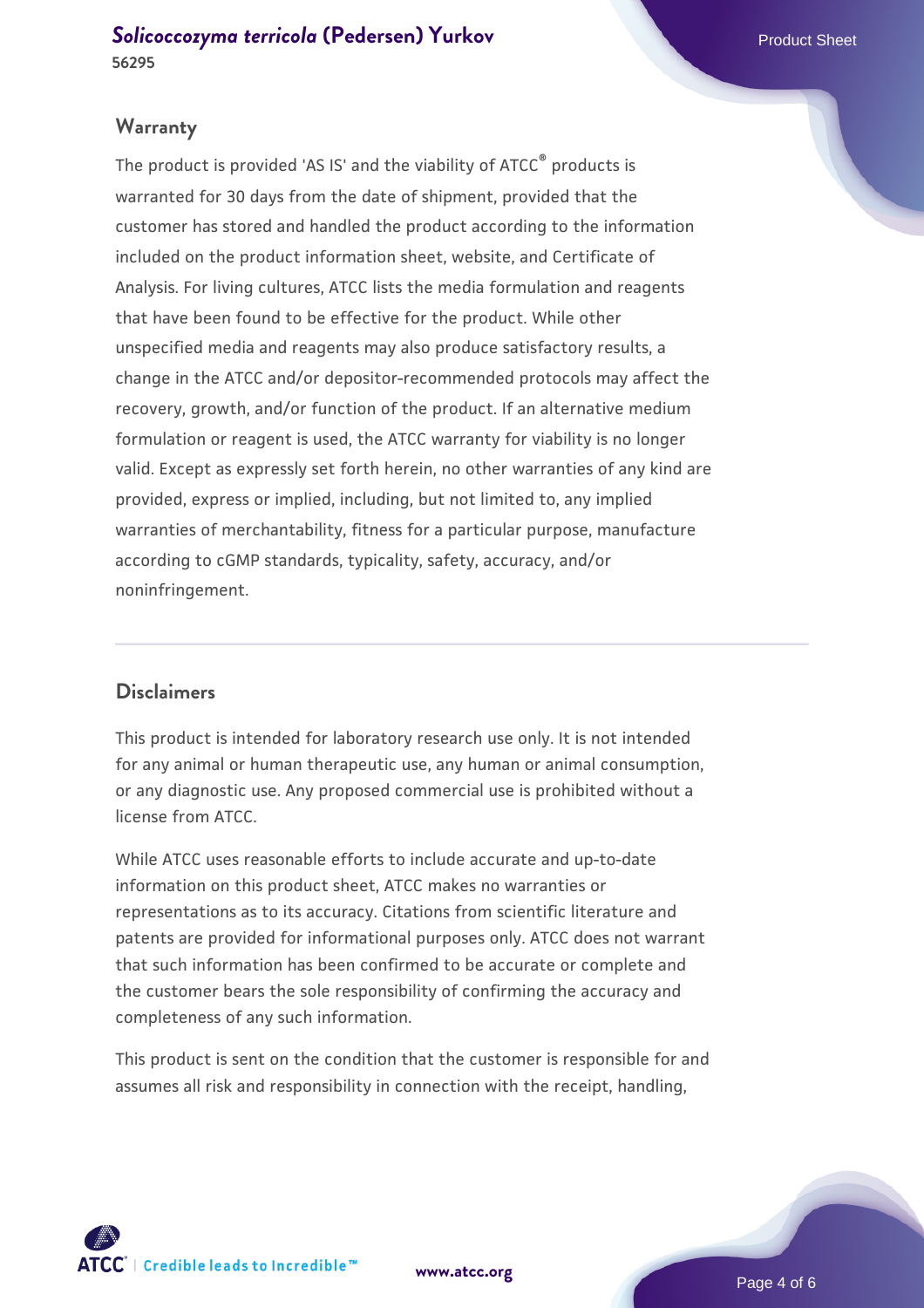## Warranty

The product is provided 'AS IS' and the viability of ATCC® products is warranted for 30 days from the date of shipment, provided that the customer has stored and handled the product according to the information included on the product information sheet, website, and Certificate of Analysis. For living cultures, ATCC lists the media formulation and reagents that have been found to be effective for the product. While other unspecified media and reagents may also produce satisfactory results, a change in the ATCC and/or depositor-recommended protocols may affect the recovery, growth, and/or function of the product. If an alternative medium formulation or reagent is used, the ATCC warranty for viability is no longer valid. Except as expressly set forth herein, no other warranties of any kind are provided, express or implied, including, but not limited to, any implied warranties of merchantability, fitness for a particular purpose, manufacture according to cGMP standards, typicality, safety, accuracy, and/or noninfringement.

## Disclaimers

This product is intended for laboratory research use only. It is not intended for any animal or human therapeutic use, any human or animal consumption, or any diagnostic use. Any proposed commercial use is prohibited without a license from ATCC.

While ATCC uses reasonable efforts to include accurate and up-to-date information on this product sheet, ATCC makes no warranties or representations as to its accuracy. Citations from scientific literature and patents are provided for informational purposes only. ATCC does not warrant that such information has been confirmed to be accurate or complete and the customer bears the sole responsibility of confirming the accuracy and completeness of any such information.

This product is sent on the condition that the customer is responsible for and assumes all risk and responsibility in connection with the receipt, handling,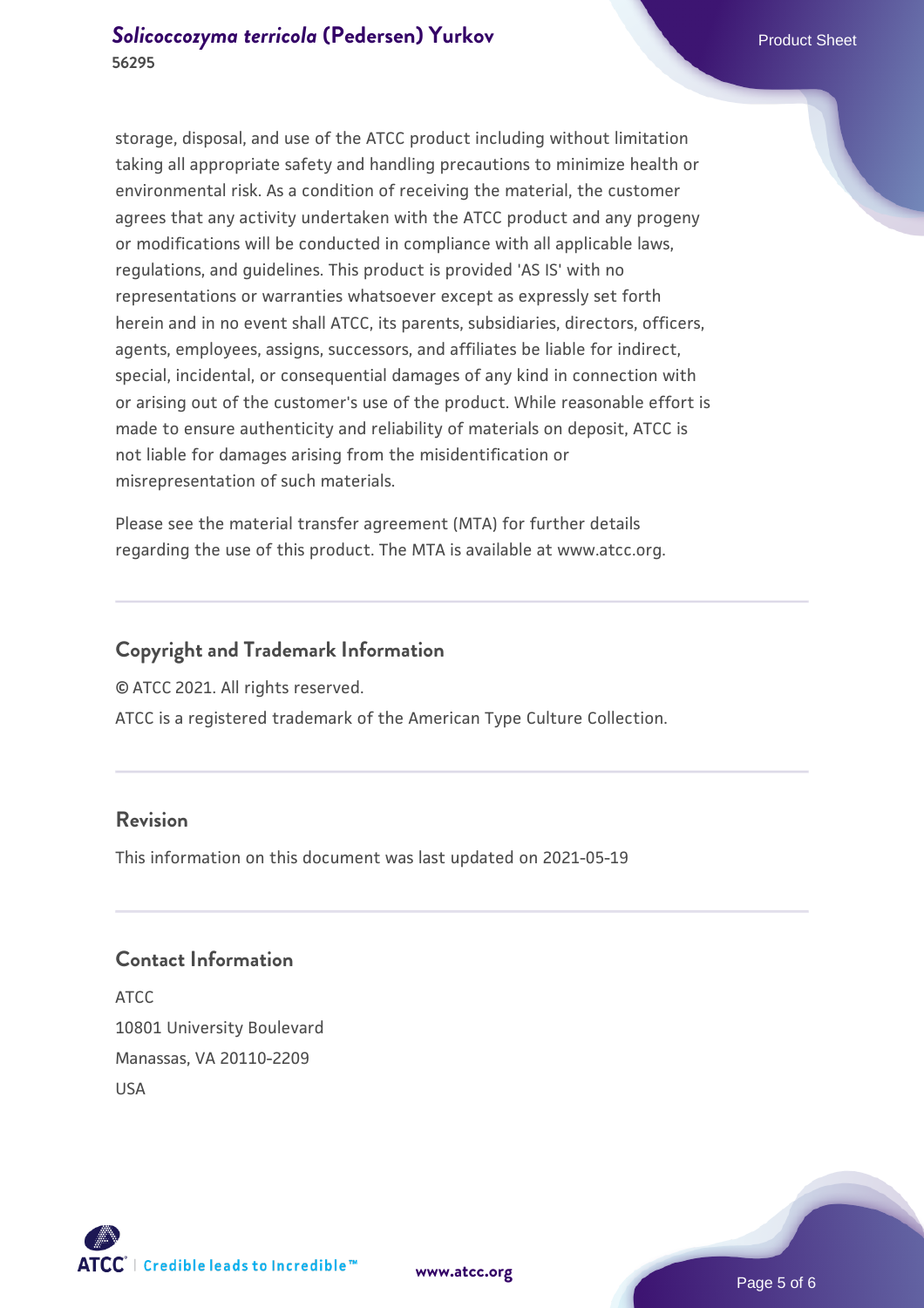storage, disposal, and use of the ATCC product including without limitation taking all appropriate safety and handling precautions to minimize health or environmental risk. As a condition of receiving the material, the customer agrees that any activity undertaken with the ATCC product and any progeny or modifications will be conducted in compliance with all applicable laws, regulations, and guidelines. This product is provided 'AS IS' with no representations or warranties whatsoever except as expressly set forth herein and in no event shall ATCC, its parents, subsidiaries, directors, officers, agents, employees, assigns, successors, and affiliates be liable for indirect, special, incidental, or consequential damages of any kind in connection with or arising out of the customer's use of the product. While reasonable effort is made to ensure authenticity and reliability of materials on deposit, ATCC is not liable for damages arising from the misidentification or misrepresentation of such materials.

Please see the material transfer agreement (MTA) for further details regarding the use of this product. The MTA is available at www.atcc.org.

## Copyright and Trademark Information

© ATCC 2021. All rights reserved.

ATCC is a registered trademark of the American Type Culture Collection.

## Revision

This information on this document was last updated on 2021-05-19

## Contact Information

ATCC
10801 University Boulevard
Manassas, VA 20110-2209
USA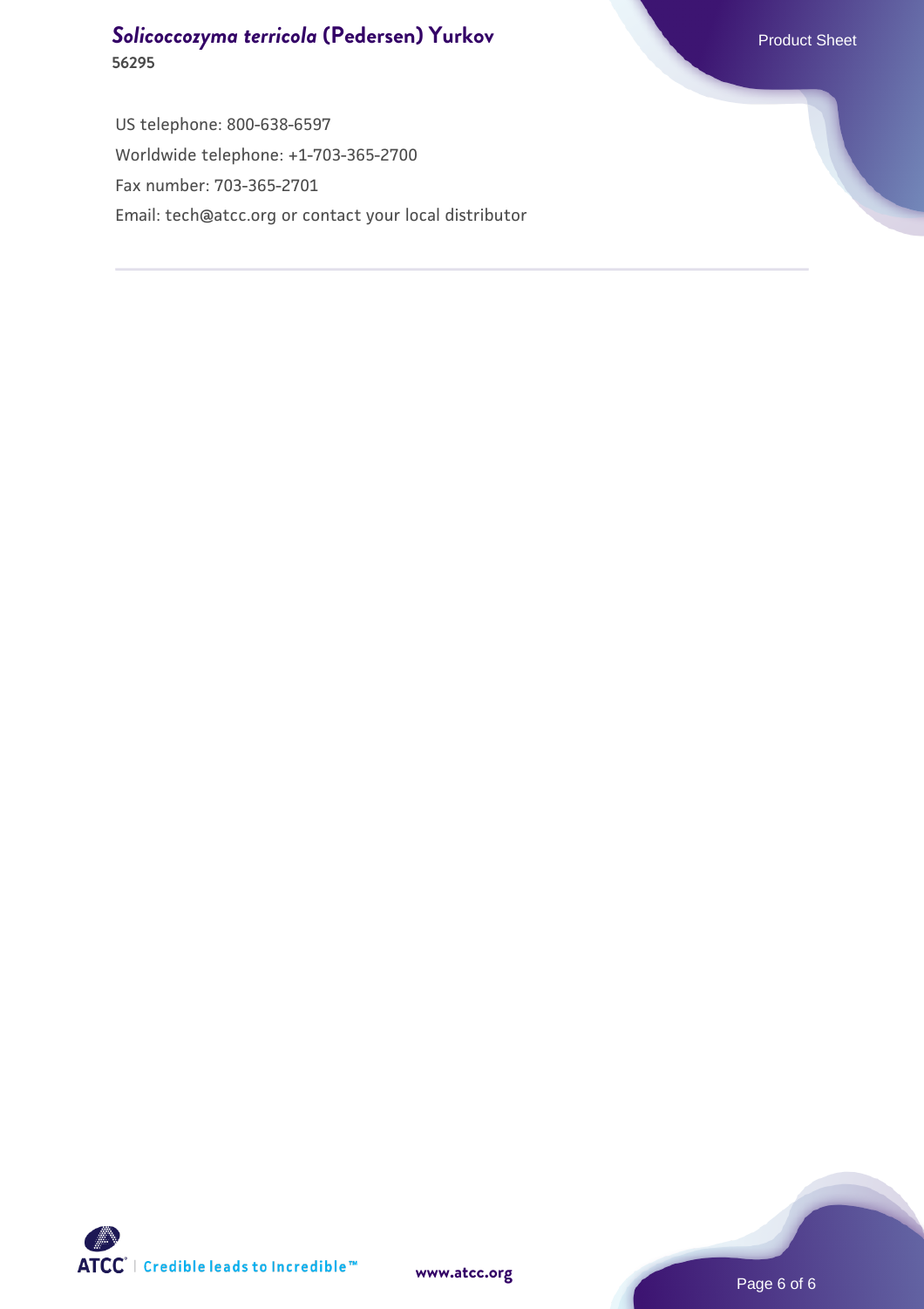US telephone: 800-638-6597

Worldwide telephone: +1-703-365-2700

Fax number: 703-365-2701

Email: tech@atcc.org or contact your local distributor